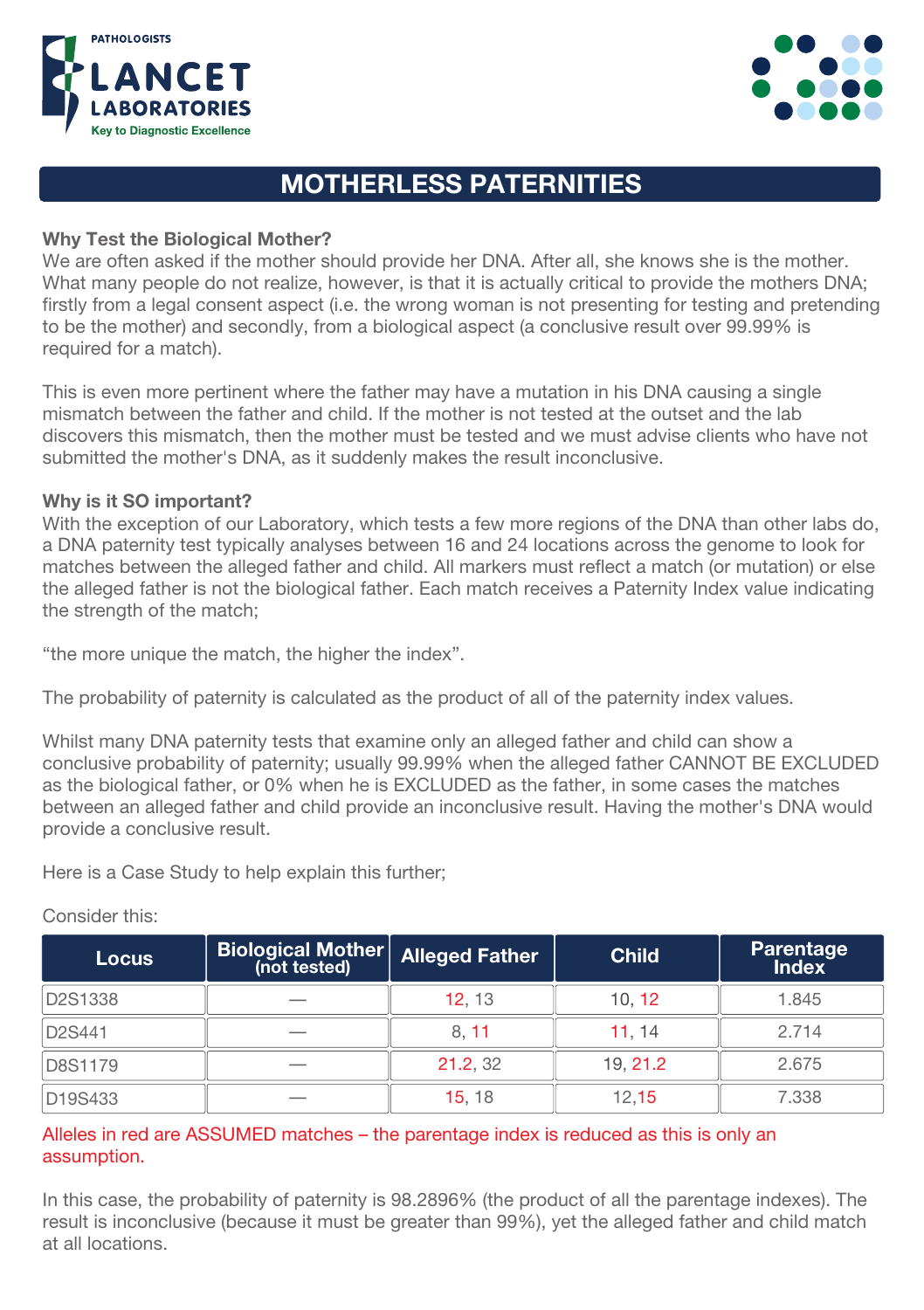PATHOLOGISTS

LANCET LABORATORIES

Key to Diagnostic Excellence

# MOTHERLESS PATERNITIES

**Why Test the Biological Mother?**

We are often asked if the mother should provide her DNA. After all, she knows she is the mother. What many people do not realize, however, is that it is actually critical to provide the mothers DNA; firstly from a legal consent aspect (i.e. the wrong woman is not presenting for testing and pretending to be the mother) and secondly, from a biological aspect (a conclusive result over 99.99% is required for a match).

This is even more pertinent where the father may have a mutation in his DNA causing a single mismatch between the father and child. If the mother is not tested at the outset and the lab discovers this mismatch, then the mother must be tested and we must advise clients who have not submitted the mother's DNA, as it suddenly makes the result inconclusive.

**Why is it SO important?**

With the exception of our Laboratory, which tests a few more regions of the DNA than other labs do, a DNA paternity test typically analyses between 16 and 24 locations across the genome to look for matches between the alleged father and child. All markers must reflect a match (or mutation) or else the alleged father is not the biological father. Each match receives a Paternity Index value indicating the strength of the match;

"the more unique the match, the higher the index".

The probability of paternity is calculated as the product of all of the paternity index values.

Whilst many DNA paternity tests that examine only an alleged father and child can show a conclusive probability of paternity; usually 99.99% when the alleged father CANNOT BE EXCLUDED as the biological father, or 0% when he is EXCLUDED as the father, in some cases the matches between an alleged father and child provide an inconclusive result. Having the mother's DNA would provide a conclusive result.

Here is a Case Study to help explain this further;

Consider this:

| Locus | Biological Mother (not tested) | Alleged Father | Child | Parentage Index |
|---|---|---|---|---|
| D2S1338 | — | 12, 13 | 10, 12 | 1.845 |
| D2S441 | — | 8, 11 | 11, 14 | 2.714 |
| D8S1179 | — | 21.2, 32 | 19, 21.2 | 2.675 |
| D19S433 | — | 15, 18 | 12,15 | 7.338 |

Alleles in red are ASSUMED matches – the parentage index is reduced as this is only an assumption.

In this case, the probability of paternity is 98.2896% (the product of all the parentage indexes). The result is inconclusive (because it must be greater than 99%), yet the alleged father and child match at all locations.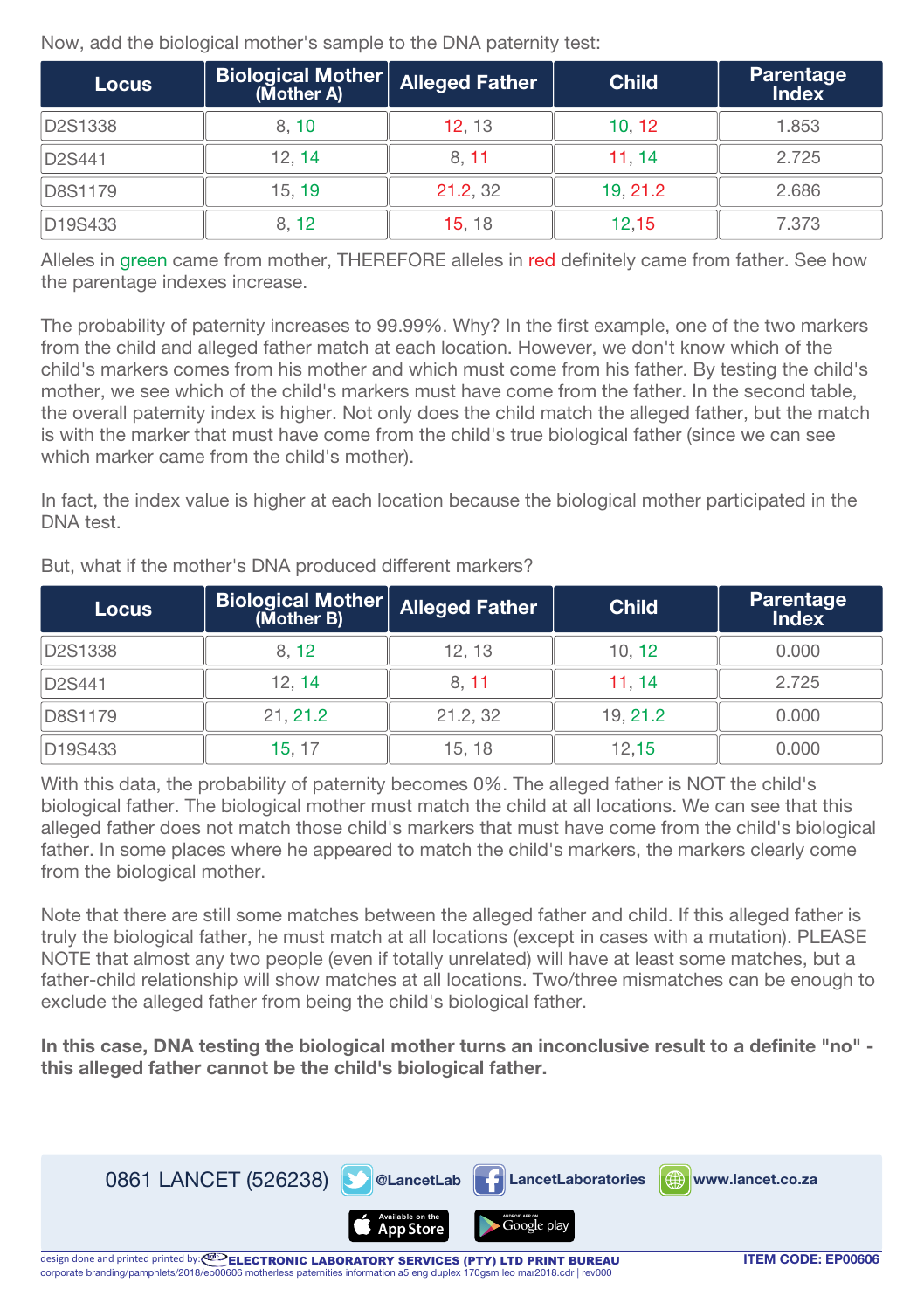Now, add the biological mother's sample to the DNA paternity test:

| Locus | Biological Mother (Mother A) | Alleged Father | Child | Parentage Index |
|---|---|---|---|---|
| D2S1338 | 8, 10 | 12, 13 | 10, 12 | 1.853 |
| D2S441 | 12, 14 | 8, 11 | 11, 14 | 2.725 |
| D8S1179 | 15, 19 | 21.2, 32 | 19, 21.2 | 2.686 |
| D19S433 | 8, 12 | 15, 18 | 12,15 | 7.373 |

Alleles in green came from mother, THEREFORE alleles in red definitely came from father. See how the parentage indexes increase.

The probability of paternity increases to 99.99%. Why? In the first example, one of the two markers from the child and alleged father match at each location. However, we don't know which of the child's markers comes from his mother and which must come from his father. By testing the child's mother, we see which of the child's markers must have come from the father. In the second table, the overall paternity index is higher. Not only does the child match the alleged father, but the match is with the marker that must have come from the child's true biological father (since we can see which marker came from the child's mother).

In fact, the index value is higher at each location because the biological mother participated in the DNA test.

But, what if the mother's DNA produced different markers?

| Locus | Biological Mother (Mother B) | Alleged Father | Child | Parentage Index |
|---|---|---|---|---|
| D2S1338 | 8, 12 | 12, 13 | 10, 12 | 0.000 |
| D2S441 | 12, 14 | 8, 11 | 11, 14 | 2.725 |
| D8S1179 | 21, 21.2 | 21.2, 32 | 19, 21.2 | 0.000 |
| D19S433 | 15, 17 | 15, 18 | 12,15 | 0.000 |

With this data, the probability of paternity becomes 0%. The alleged father is NOT the child's biological father. The biological mother must match the child at all locations. We can see that this alleged father does not match those child's markers that must have come from the child's biological father. In some places where he appeared to match the child's markers, the markers clearly come from the biological mother.

Note that there are still some matches between the alleged father and child. If this alleged father is truly the biological father, he must match at all locations (except in cases with a mutation). PLEASE NOTE that almost any two people (even if totally unrelated) will have at least some matches, but a father-child relationship will show matches at all locations. Two/three mismatches can be enough to exclude the alleged father from being the child's biological father.

**In this case, DNA testing the biological mother turns an inconclusive result to a definite "no" - this alleged father cannot be the child's biological father.**

0861 LANCET (526238) @LancetLab LancetLaboratories www.lancet.co.za

Available on the App Store | Google play

design done and printed printed by: ELECTRONIC LABORATORY SERVICES (PTY) LTD PRINT BUREAU — ITEM CODE: EP00606
corporate branding/pamphlets/2018/ep00606 motherless paternities information a5 eng duplex 170gsm leo mar2018.cdr | rev000